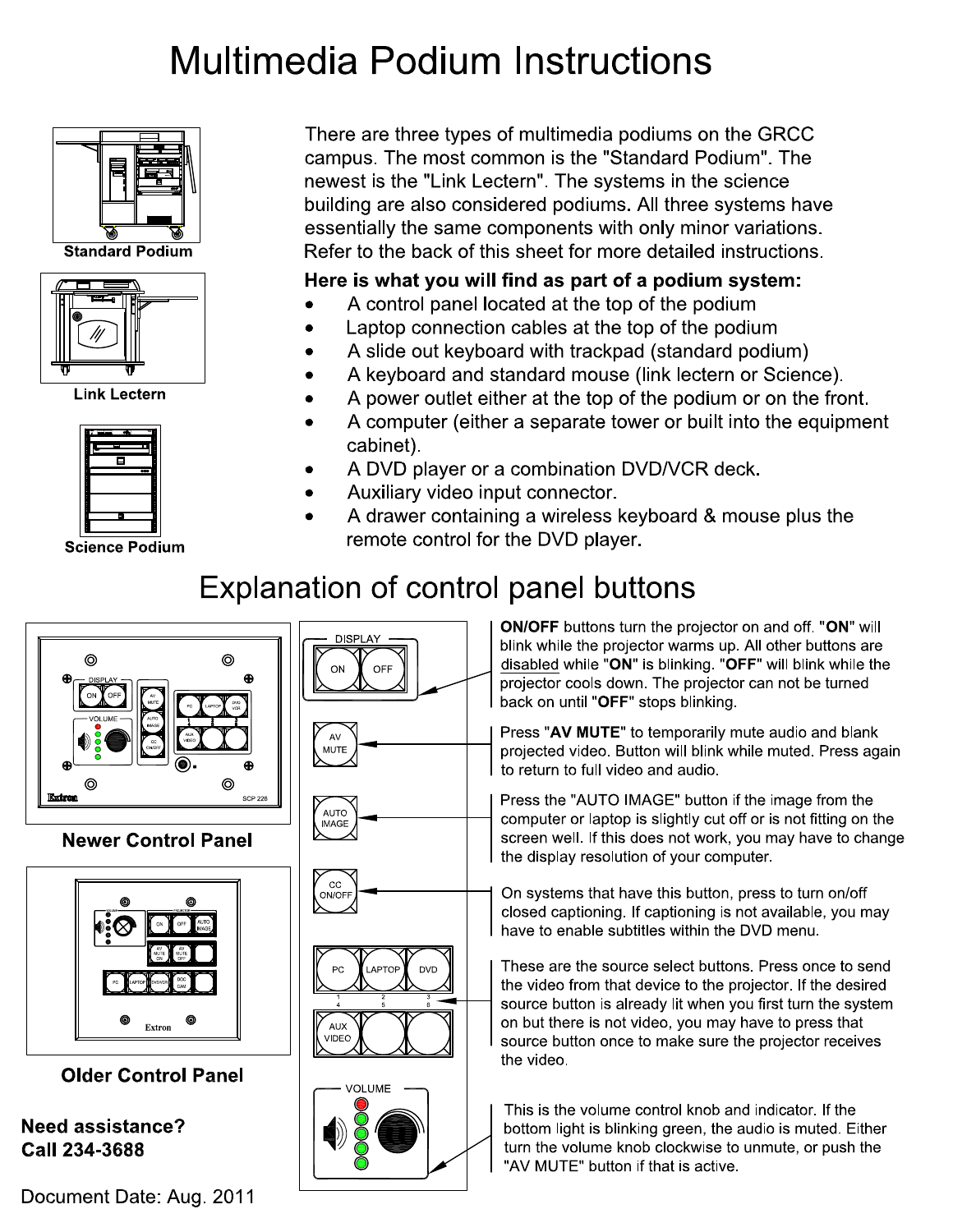# Multimedia Podium Instructions

Standard Podium

Link Lectern

Science Podium

There are three types of multimedia podiums on the GRCC campus. The most common is the "Standard Podium". The newest is the "Link Lectern". The systems in the science building are also considered podiums. All three systems have essentially the same components with only minor variations. Refer to the back of this sheet for more detailed instructions.

**Here is what you will find as part of a podium system:**

- A control panel located at the top of the podium
- Laptop connection cables at the top of the podium
- A slide out keyboard with trackpad (standard podium)
- A keyboard and standard mouse (link lectern or Science).
- A power outlet either at the top of the podium or on the front.
- A computer (either a separate tower or built into the equipment cabinet).
- A DVD player or a combination DVD/VCR deck.
- Auxiliary video input connector.
- A drawer containing a wireless keyboard & mouse plus the remote control for the DVD player.

## Explanation of control panel buttons

Newer Control Panel

Older Control Panel

**ON/OFF** buttons turn the projector on and off. "**ON**" will blink while the projector warms up. All other buttons are disabled while "**ON**" is blinking. "**OFF**" will blink while the projector cools down. The projector can not be turned back on until "**OFF**" stops blinking.

Press "**AV MUTE**" to temporarily mute audio and blank projected video. Button will blink while muted. Press again to return to full video and audio.

Press the "AUTO IMAGE" button if the image from the computer or laptop is slightly cut off or is not fitting on the screen well. If this does not work, you may have to change the display resolution of your computer.

On systems that have this button, press to turn on/off closed captioning. If captioning is not available, you may have to enable subtitles within the DVD menu.

These are the source select buttons. Press once to send the video from that device to the projector. If the desired source button is already lit when you first turn the system on but there is not video, you may have to press that source button once to make sure the projector receives the video.

This is the volume control knob and indicator. If the bottom light is blinking green, the audio is muted. Either turn the volume knob clockwise to unmute, or push the "AV MUTE" button if that is active.

**Need assistance?**
**Call 234-3688**

Document Date: Aug. 2011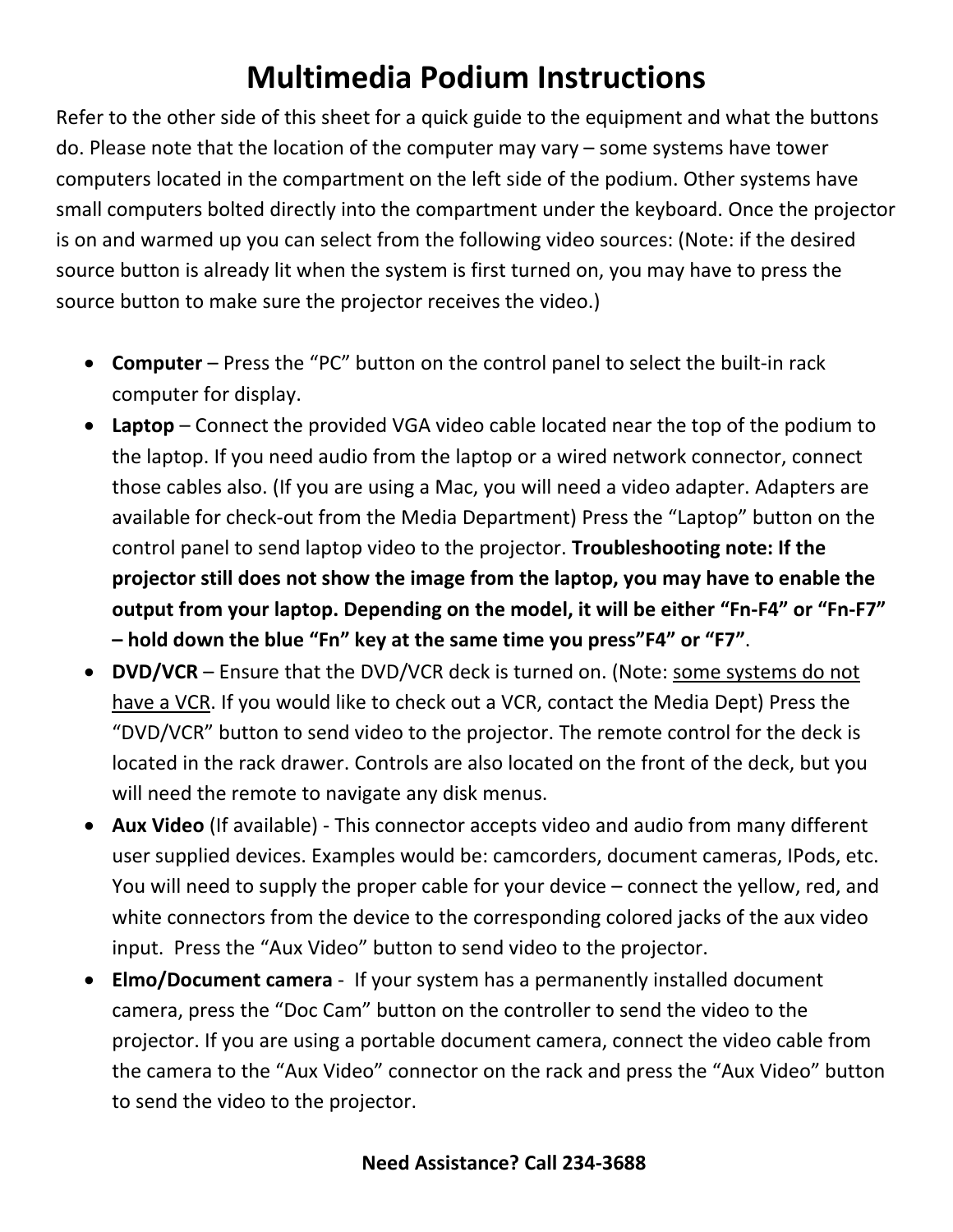# Multimedia Podium Instructions

Refer to the other side of this sheet for a quick guide to the equipment and what the buttons do. Please note that the location of the computer may vary – some systems have tower computers located in the compartment on the left side of the podium. Other systems have small computers bolted directly into the compartment under the keyboard. Once the projector is on and warmed up you can select from the following video sources: (Note: if the desired source button is already lit when the system is first turned on, you may have to press the source button to make sure the projector receives the video.)

- **Computer** – Press the "PC" button on the control panel to select the built-in rack computer for display.
- **Laptop** – Connect the provided VGA video cable located near the top of the podium to the laptop. If you need audio from the laptop or a wired network connector, connect those cables also. (If you are using a Mac, you will need a video adapter. Adapters are available for check-out from the Media Department) Press the "Laptop" button on the control panel to send laptop video to the projector. **Troubleshooting note: If the projector still does not show the image from the laptop, you may have to enable the output from your laptop. Depending on the model, it will be either "Fn-F4" or "Fn-F7" – hold down the blue "Fn" key at the same time you press"F4" or "F7"**.
- **DVD/VCR** – Ensure that the DVD/VCR deck is turned on. (Note: <u>some systems do not have a VCR</u>. If you would like to check out a VCR, contact the Media Dept) Press the "DVD/VCR" button to send video to the projector. The remote control for the deck is located in the rack drawer. Controls are also located on the front of the deck, but you will need the remote to navigate any disk menus.
- **Aux Video** (If available) - This connector accepts video and audio from many different user supplied devices. Examples would be: camcorders, document cameras, IPods, etc. You will need to supply the proper cable for your device – connect the yellow, red, and white connectors from the device to the corresponding colored jacks of the aux video input. Press the "Aux Video" button to send video to the projector.
- **Elmo/Document camera** - If your system has a permanently installed document camera, press the "Doc Cam" button on the controller to send the video to the projector. If you are using a portable document camera, connect the video cable from the camera to the "Aux Video" connector on the rack and press the "Aux Video" button to send the video to the projector.

**Need Assistance? Call 234-3688**